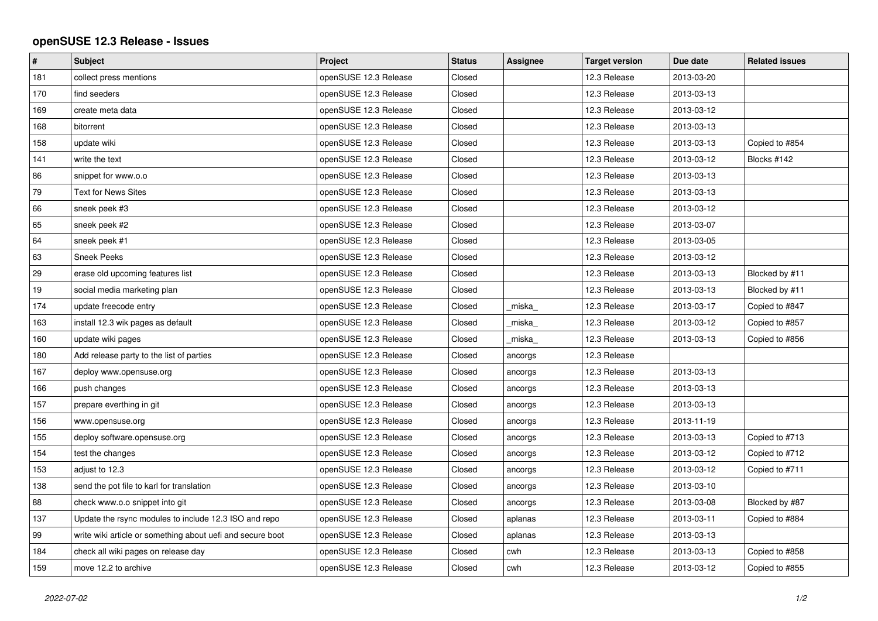# openSUSE 12.3 Release - Issues

| # | Subject | Project | Status | Assignee | Target version | Due date | Related issues |
|---|---|---|---|---|---|---|---|
| 181 | collect press mentions | openSUSE 12.3 Release | Closed | | 12.3 Release | 2013-03-20 | |
| 170 | find seeders | openSUSE 12.3 Release | Closed | | 12.3 Release | 2013-03-13 | |
| 169 | create meta data | openSUSE 12.3 Release | Closed | | 12.3 Release | 2013-03-12 | |
| 168 | bitorrent | openSUSE 12.3 Release | Closed | | 12.3 Release | 2013-03-13 | |
| 158 | update wiki | openSUSE 12.3 Release | Closed | | 12.3 Release | 2013-03-13 | Copied to #854 |
| 141 | write the text | openSUSE 12.3 Release | Closed | | 12.3 Release | 2013-03-12 | Blocks #142 |
| 86 | snippet for www.o.o | openSUSE 12.3 Release | Closed | | 12.3 Release | 2013-03-13 | |
| 79 | Text for News Sites | openSUSE 12.3 Release | Closed | | 12.3 Release | 2013-03-13 | |
| 66 | sneek peek #3 | openSUSE 12.3 Release | Closed | | 12.3 Release | 2013-03-12 | |
| 65 | sneek peek #2 | openSUSE 12.3 Release | Closed | | 12.3 Release | 2013-03-07 | |
| 64 | sneek peek #1 | openSUSE 12.3 Release | Closed | | 12.3 Release | 2013-03-05 | |
| 63 | Sneek Peeks | openSUSE 12.3 Release | Closed | | 12.3 Release | 2013-03-12 | |
| 29 | erase old upcoming features list | openSUSE 12.3 Release | Closed | | 12.3 Release | 2013-03-13 | Blocked by #11 |
| 19 | social media marketing plan | openSUSE 12.3 Release | Closed | | 12.3 Release | 2013-03-13 | Blocked by #11 |
| 174 | update freecode entry | openSUSE 12.3 Release | Closed | _miska_ | 12.3 Release | 2013-03-17 | Copied to #847 |
| 163 | install 12.3 wik pages as default | openSUSE 12.3 Release | Closed | _miska_ | 12.3 Release | 2013-03-12 | Copied to #857 |
| 160 | update wiki pages | openSUSE 12.3 Release | Closed | _miska_ | 12.3 Release | 2013-03-13 | Copied to #856 |
| 180 | Add release party to the list of parties | openSUSE 12.3 Release | Closed | ancorgs | 12.3 Release | | |
| 167 | deploy www.opensuse.org | openSUSE 12.3 Release | Closed | ancorgs | 12.3 Release | 2013-03-13 | |
| 166 | push changes | openSUSE 12.3 Release | Closed | ancorgs | 12.3 Release | 2013-03-13 | |
| 157 | prepare everthing in git | openSUSE 12.3 Release | Closed | ancorgs | 12.3 Release | 2013-03-13 | |
| 156 | www.opensuse.org | openSUSE 12.3 Release | Closed | ancorgs | 12.3 Release | 2013-11-19 | |
| 155 | deploy software.opensuse.org | openSUSE 12.3 Release | Closed | ancorgs | 12.3 Release | 2013-03-13 | Copied to #713 |
| 154 | test the changes | openSUSE 12.3 Release | Closed | ancorgs | 12.3 Release | 2013-03-12 | Copied to #712 |
| 153 | adjust to 12.3 | openSUSE 12.3 Release | Closed | ancorgs | 12.3 Release | 2013-03-12 | Copied to #711 |
| 138 | send the pot file to karl for translation | openSUSE 12.3 Release | Closed | ancorgs | 12.3 Release | 2013-03-10 | |
| 88 | check www.o.o snippet into git | openSUSE 12.3 Release | Closed | ancorgs | 12.3 Release | 2013-03-08 | Blocked by #87 |
| 137 | Update the rsync modules to include 12.3 ISO and repo | openSUSE 12.3 Release | Closed | aplanas | 12.3 Release | 2013-03-11 | Copied to #884 |
| 99 | write wiki article or something about uefi and secure boot | openSUSE 12.3 Release | Closed | aplanas | 12.3 Release | 2013-03-13 | |
| 184 | check all wiki pages on release day | openSUSE 12.3 Release | Closed | cwh | 12.3 Release | 2013-03-13 | Copied to #858 |
| 159 | move 12.2 to archive | openSUSE 12.3 Release | Closed | cwh | 12.3 Release | 2013-03-12 | Copied to #855 |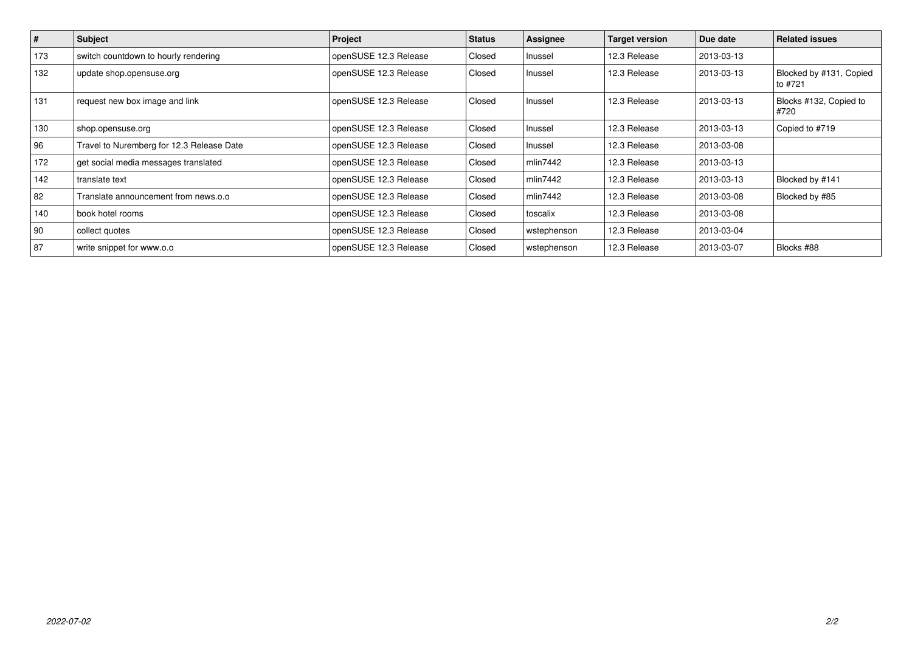| # | Subject | Project | Status | Assignee | Target version | Due date | Related issues |
|---|---|---|---|---|---|---|---|
| 173 | switch countdown to hourly rendering | openSUSE 12.3 Release | Closed | lnussel | 12.3 Release | 2013-03-13 | |
| 132 | update shop.opensuse.org | openSUSE 12.3 Release | Closed | lnussel | 12.3 Release | 2013-03-13 | Blocked by #131, Copied to #721 |
| 131 | request new box image and link | openSUSE 12.3 Release | Closed | lnussel | 12.3 Release | 2013-03-13 | Blocks #132, Copied to #720 |
| 130 | shop.opensuse.org | openSUSE 12.3 Release | Closed | lnussel | 12.3 Release | 2013-03-13 | Copied to #719 |
| 96 | Travel to Nuremberg for 12.3 Release Date | openSUSE 12.3 Release | Closed | lnussel | 12.3 Release | 2013-03-08 | |
| 172 | get social media messages translated | openSUSE 12.3 Release | Closed | mlin7442 | 12.3 Release | 2013-03-13 | |
| 142 | translate text | openSUSE 12.3 Release | Closed | mlin7442 | 12.3 Release | 2013-03-13 | Blocked by #141 |
| 82 | Translate announcement from news.o.o | openSUSE 12.3 Release | Closed | mlin7442 | 12.3 Release | 2013-03-08 | Blocked by #85 |
| 140 | book hotel rooms | openSUSE 12.3 Release | Closed | toscalix | 12.3 Release | 2013-03-08 | |
| 90 | collect quotes | openSUSE 12.3 Release | Closed | wstephenson | 12.3 Release | 2013-03-04 | |
| 87 | write snippet for www.o.o | openSUSE 12.3 Release | Closed | wstephenson | 12.3 Release | 2013-03-07 | Blocks #88 |